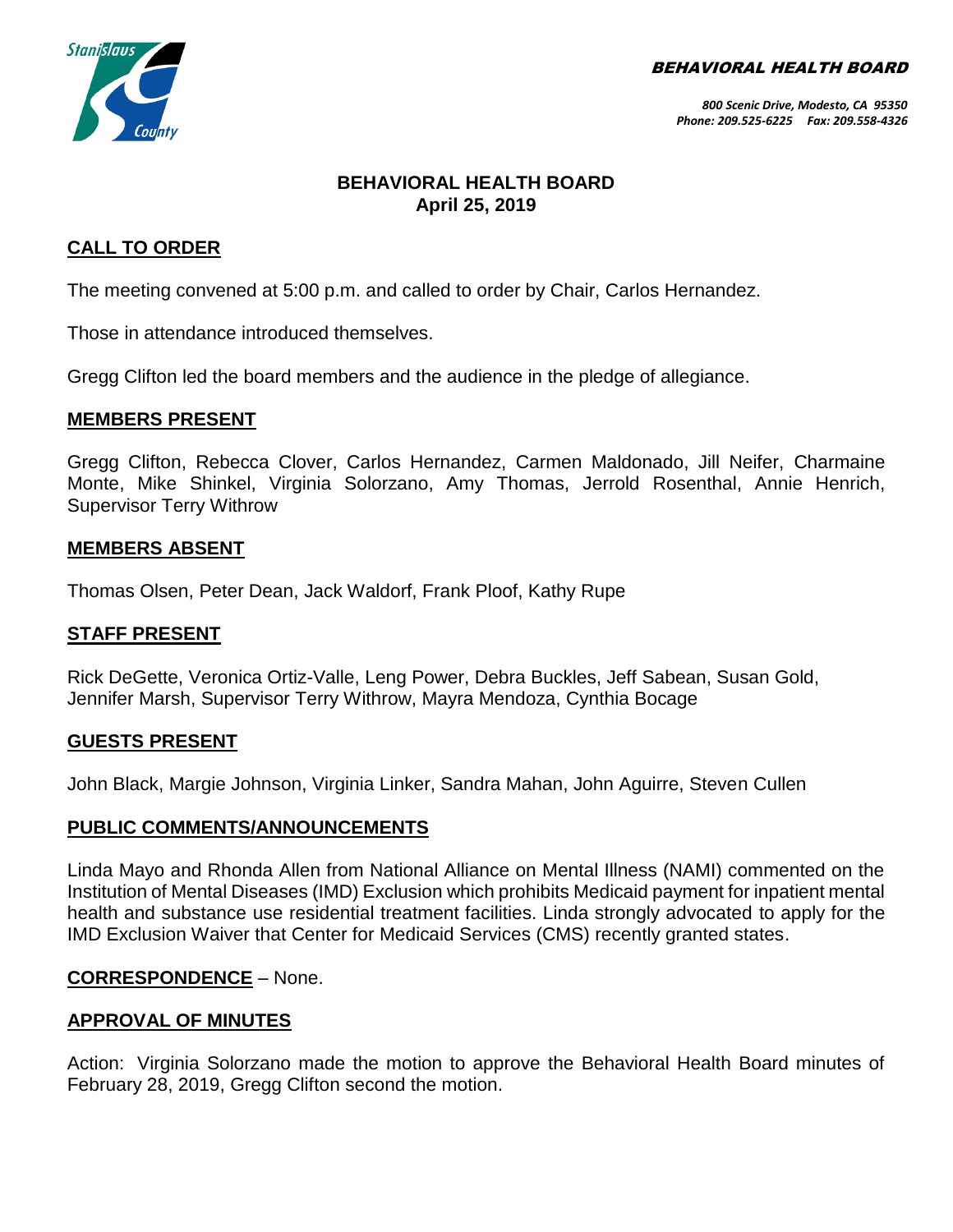**BEHAVIORAL HEALTH BOARD**

800 Scenic Drive, Modesto, CA 95350
Phone: 209.525-6225 Fax: 209.558-4326

# BEHAVIORAL HEALTH BOARD
## April 25, 2019

## CALL TO ORDER

The meeting convened at 5:00 p.m. and called to order by Chair, Carlos Hernandez.

Those in attendance introduced themselves.

Gregg Clifton led the board members and the audience in the pledge of allegiance.

## MEMBERS PRESENT

Gregg Clifton, Rebecca Clover, Carlos Hernandez, Carmen Maldonado, Jill Neifer, Charmaine Monte, Mike Shinkel, Virginia Solorzano, Amy Thomas, Jerrold Rosenthal, Annie Henrich, Supervisor Terry Withrow

## MEMBERS ABSENT

Thomas Olsen, Peter Dean, Jack Waldorf, Frank Ploof, Kathy Rupe

## STAFF PRESENT

Rick DeGette, Veronica Ortiz-Valle, Leng Power, Debra Buckles, Jeff Sabean, Susan Gold, Jennifer Marsh, Supervisor Terry Withrow, Mayra Mendoza, Cynthia Bocage

## GUESTS PRESENT

John Black, Margie Johnson, Virginia Linker, Sandra Mahan, John Aguirre, Steven Cullen

## PUBLIC COMMENTS/ANNOUNCEMENTS

Linda Mayo and Rhonda Allen from National Alliance on Mental Illness (NAMI) commented on the Institution of Mental Diseases (IMD) Exclusion which prohibits Medicaid payment for inpatient mental health and substance use residential treatment facilities. Linda strongly advocated to apply for the IMD Exclusion Waiver that Center for Medicaid Services (CMS) recently granted states.

**CORRESPONDENCE** – None.

## APPROVAL OF MINUTES

Action: Virginia Solorzano made the motion to approve the Behavioral Health Board minutes of February 28, 2019, Gregg Clifton second the motion.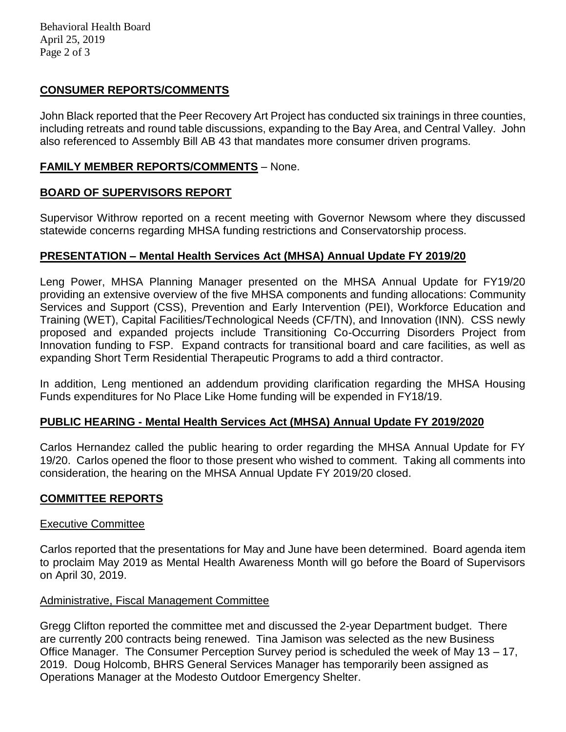## CONSUMER REPORTS/COMMENTS

John Black reported that the Peer Recovery Art Project has conducted six trainings in three counties, including retreats and round table discussions, expanding to the Bay Area, and Central Valley. John also referenced to Assembly Bill AB 43 that mandates more consumer driven programs.

## FAMILY MEMBER REPORTS/COMMENTS – None.

## BOARD OF SUPERVISORS REPORT

Supervisor Withrow reported on a recent meeting with Governor Newsom where they discussed statewide concerns regarding MHSA funding restrictions and Conservatorship process.

## PRESENTATION – Mental Health Services Act (MHSA) Annual Update FY 2019/20

Leng Power, MHSA Planning Manager presented on the MHSA Annual Update for FY19/20 providing an extensive overview of the five MHSA components and funding allocations: Community Services and Support (CSS), Prevention and Early Intervention (PEI), Workforce Education and Training (WET), Capital Facilities/Technological Needs (CF/TN), and Innovation (INN). CSS newly proposed and expanded projects include Transitioning Co-Occurring Disorders Project from Innovation funding to FSP. Expand contracts for transitional board and care facilities, as well as expanding Short Term Residential Therapeutic Programs to add a third contractor.

In addition, Leng mentioned an addendum providing clarification regarding the MHSA Housing Funds expenditures for No Place Like Home funding will be expended in FY18/19.

## PUBLIC HEARING - Mental Health Services Act (MHSA) Annual Update FY 2019/2020

Carlos Hernandez called the public hearing to order regarding the MHSA Annual Update for FY 19/20. Carlos opened the floor to those present who wished to comment. Taking all comments into consideration, the hearing on the MHSA Annual Update FY 2019/20 closed.

## COMMITTEE REPORTS

### Executive Committee

Carlos reported that the presentations for May and June have been determined. Board agenda item to proclaim May 2019 as Mental Health Awareness Month will go before the Board of Supervisors on April 30, 2019.

### Administrative, Fiscal Management Committee

Gregg Clifton reported the committee met and discussed the 2-year Department budget. There are currently 200 contracts being renewed. Tina Jamison was selected as the new Business Office Manager. The Consumer Perception Survey period is scheduled the week of May 13 – 17, 2019. Doug Holcomb, BHRS General Services Manager has temporarily been assigned as Operations Manager at the Modesto Outdoor Emergency Shelter.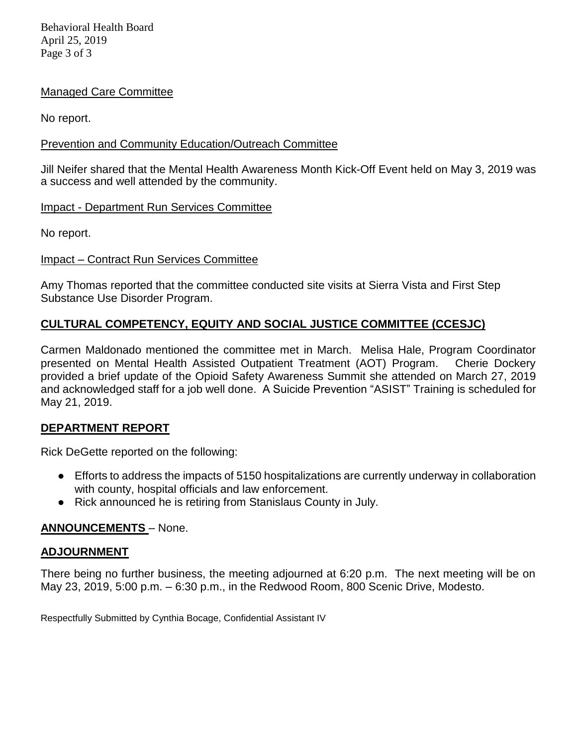Managed Care Committee

No report.

Prevention and Community Education/Outreach Committee

Jill Neifer shared that the Mental Health Awareness Month Kick-Off Event held on May 3, 2019 was a success and well attended by the community.

Impact - Department Run Services Committee

No report.

Impact – Contract Run Services Committee

Amy Thomas reported that the committee conducted site visits at Sierra Vista and First Step Substance Use Disorder Program.

## CULTURAL COMPETENCY, EQUITY AND SOCIAL JUSTICE COMMITTEE (CCESJC)

Carmen Maldonado mentioned the committee met in March. Melisa Hale, Program Coordinator presented on Mental Health Assisted Outpatient Treatment (AOT) Program. Cherie Dockery provided a brief update of the Opioid Safety Awareness Summit she attended on March 27, 2019 and acknowledged staff for a job well done. A Suicide Prevention "ASIST" Training is scheduled for May 21, 2019.

## DEPARTMENT REPORT

Rick DeGette reported on the following:

- Efforts to address the impacts of 5150 hospitalizations are currently underway in collaboration with county, hospital officials and law enforcement.
- Rick announced he is retiring from Stanislaus County in July.

**ANNOUNCEMENTS** – None.

## ADJOURNMENT

There being no further business, the meeting adjourned at 6:20 p.m. The next meeting will be on May 23, 2019, 5:00 p.m. – 6:30 p.m., in the Redwood Room, 800 Scenic Drive, Modesto.

Respectfully Submitted by Cynthia Bocage, Confidential Assistant IV